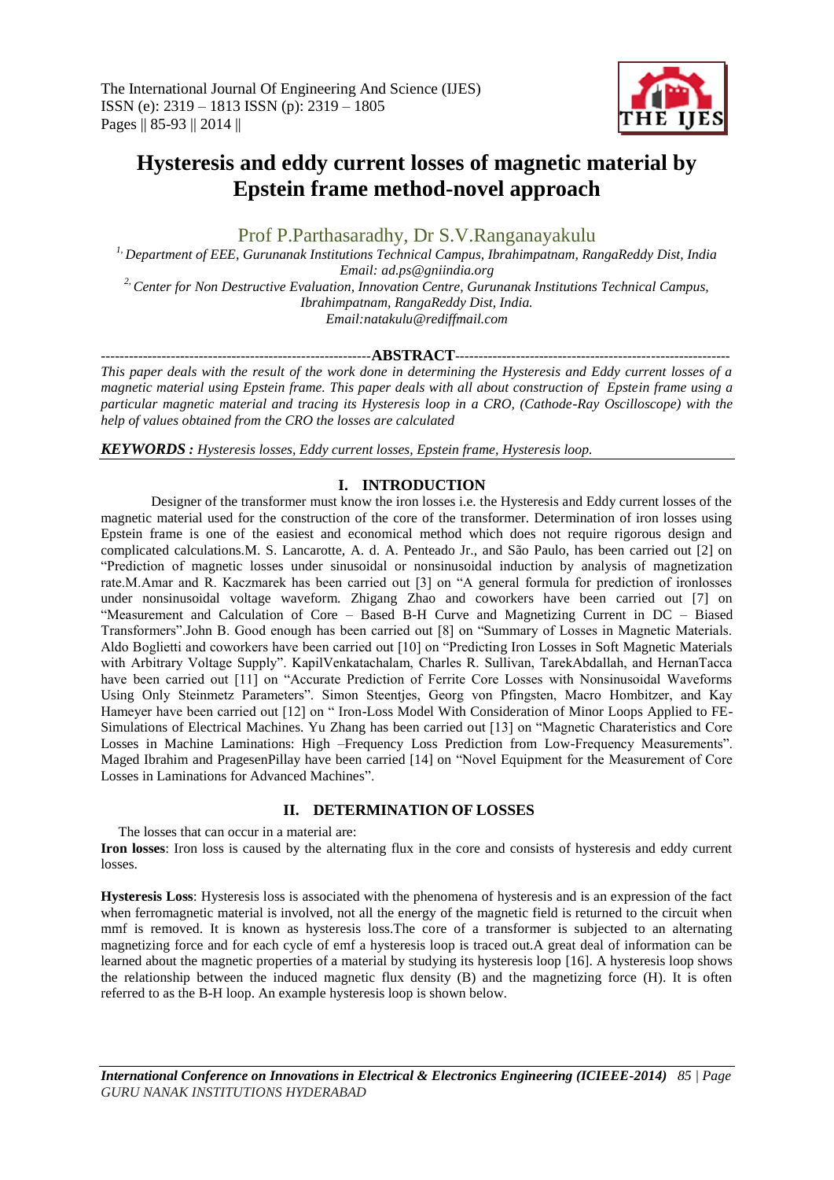# Hysteresis and eddy current losses of magnetic material by Epstein frame method-novel approach

Prof P.Parthasaradhy, Dr S.V.Ranganayakulu

[1,] Department of EEE, Gurunanak Institutions Technical Campus, Ibrahimpatnam, RangaReddy Dist, India
Email: ad.ps@gniindia.org

[2,] Center for Non Destructive Evaluation, Innovation Centre, Gurunanak Institutions Technical Campus, Ibrahimpatnam, RangaReddy Dist, India.
Email:natakulu@rediffmail.com

**ABSTRACT**

*This paper deals with the result of the work done in determining the Hysteresis and Eddy current losses of a magnetic material using Epstein frame. This paper deals with all about construction of Epstein frame using a particular magnetic material and tracing its Hysteresis loop in a CRO, (Cathode-Ray Oscilloscope) with the help of values obtained from the CRO the losses are calculated*

***KEYWORDS :*** *Hysteresis losses, Eddy current losses, Epstein frame, Hysteresis loop.*

## I. INTRODUCTION

Designer of the transformer must know the iron losses i.e. the Hysteresis and Eddy current losses of the magnetic material used for the construction of the core of the transformer. Determination of iron losses using Epstein frame is one of the easiest and economical method which does not require rigorous design and complicated calculations.M. S. Lancarotte, A. d. A. Penteado Jr., and São Paulo, has been carried out [2] on "Prediction of magnetic losses under sinusoidal or nonsinusoidal induction by analysis of magnetization rate.M.Amar and R. Kaczmarek has been carried out [3] on "A general formula for prediction of ironlosses under nonsinusoidal voltage waveform. Zhigang Zhao and coworkers have been carried out [7] on "Measurement and Calculation of Core – Based B-H Curve and Magnetizing Current in DC – Biased Transformers".John B. Good enough has been carried out [8] on "Summary of Losses in Magnetic Materials. Aldo Boglietti and coworkers have been carried out [10] on "Predicting Iron Losses in Soft Magnetic Materials with Arbitrary Voltage Supply". KapilVenkatachalam, Charles R. Sullivan, TarekAbdallah, and HernanTacca have been carried out [11] on "Accurate Prediction of Ferrite Core Losses with Nonsinusoidal Waveforms Using Only Steinmetz Parameters". Simon Steentjes, Georg von Pfingsten, Macro Hombitzer, and Kay Hameyer have been carried out [12] on " Iron-Loss Model With Consideration of Minor Loops Applied to FE-Simulations of Electrical Machines. Yu Zhang has been carried out [13] on "Magnetic Charateristics and Core Losses in Machine Laminations: High –Frequency Loss Prediction from Low-Frequency Measurements". Maged Ibrahim and PragesenPillay have been carried [14] on "Novel Equipment for the Measurement of Core Losses in Laminations for Advanced Machines".

## II. DETERMINATION OF LOSSES

The losses that can occur in a material are:

**Iron losses**: Iron loss is caused by the alternating flux in the core and consists of hysteresis and eddy current losses.

**Hysteresis Loss**: Hysteresis loss is associated with the phenomena of hysteresis and is an expression of the fact when ferromagnetic material is involved, not all the energy of the magnetic field is returned to the circuit when mmf is removed. It is known as hysteresis loss.The core of a transformer is subjected to an alternating magnetizing force and for each cycle of emf a hysteresis loop is traced out.A great deal of information can be learned about the magnetic properties of a material by studying its hysteresis loop [16]. A hysteresis loop shows the relationship between the induced magnetic flux density (B) and the magnetizing force (H). It is often referred to as the B-H loop. An example hysteresis loop is shown below.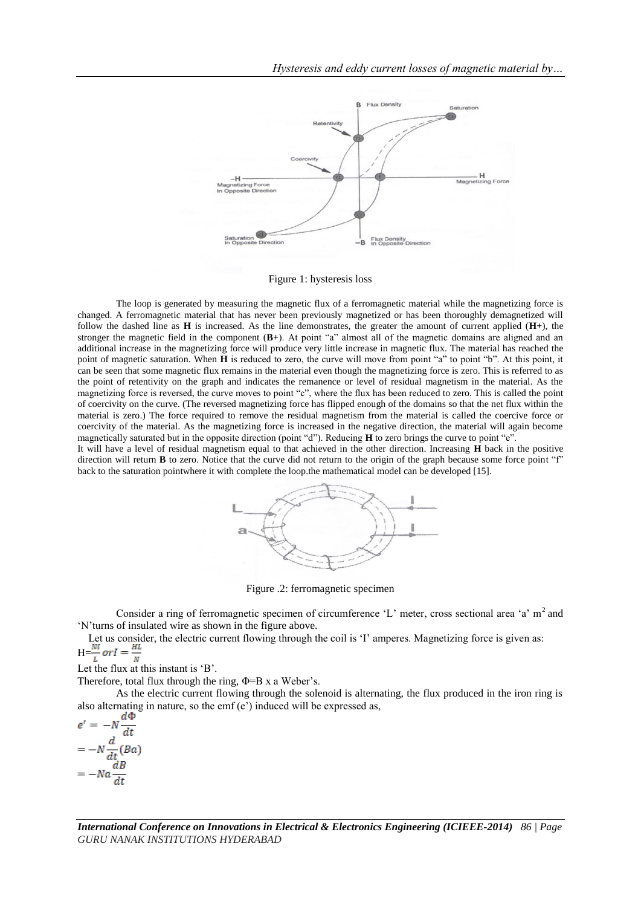Figure 1: hysteresis loss

The loop is generated by measuring the magnetic flux of a ferromagnetic material while the magnetizing force is changed. A ferromagnetic material that has never been previously magnetized or has been thoroughly demagnetized will follow the dashed line as **H** is increased. As the line demonstrates, the greater the amount of current applied (**H+**), the stronger the magnetic field in the component (**B+**). At point "a" almost all of the magnetic domains are aligned and an additional increase in the magnetizing force will produce very little increase in magnetic flux. The material has reached the point of magnetic saturation. When **H** is reduced to zero, the curve will move from point "a" to point "b". At this point, it can be seen that some magnetic flux remains in the material even though the magnetizing force is zero. This is referred to as the point of retentivity on the graph and indicates the remanence or level of residual magnetism in the material. As the magnetizing force is reversed, the curve moves to point "c", where the flux has been reduced to zero. This is called the point of coercivity on the curve. (The reversed magnetizing force has flipped enough of the domains so that the net flux within the material is zero.) The force required to remove the residual magnetism from the material is called the coercive force or coercivity of the material. As the magnetizing force is increased in the negative direction, the material will again become magnetically saturated but in the opposite direction (point "d"). Reducing **H** to zero brings the curve to point "e".

It will have a level of residual magnetism equal to that achieved in the other direction. Increasing **H** back in the positive direction will return **B** to zero. Notice that the curve did not return to the origin of the graph because some force point "f" back to the saturation pointwhere it with complete the loop.the mathematical model can be developed [15].

Figure .2: ferromagnetic specimen

Consider a ring of ferromagnetic specimen of circumference 'L' meter, cross sectional area 'a' $m^2$ and 'N'turns of insulated wire as shown in the figure above.

Let us consider, the electric current flowing through the coil is 'I' amperes. Magnetizing force is given as:

$$H=\frac{NI}{L} \text{ or } I = \frac{HL}{N}$$

Let the flux at this instant is 'B'.

Therefore, total flux through the ring, $\Phi$=B x a Weber's.

As the electric current flowing through the solenoid is alternating, the flux produced in the iron ring is also alternating in nature, so the emf (e') induced will be expressed as,

$$e' = -N\frac{d\Phi}{dt}$$

$$= -N\frac{d}{dt}(Ba)$$

$$= -Na\frac{dB}{dt}$$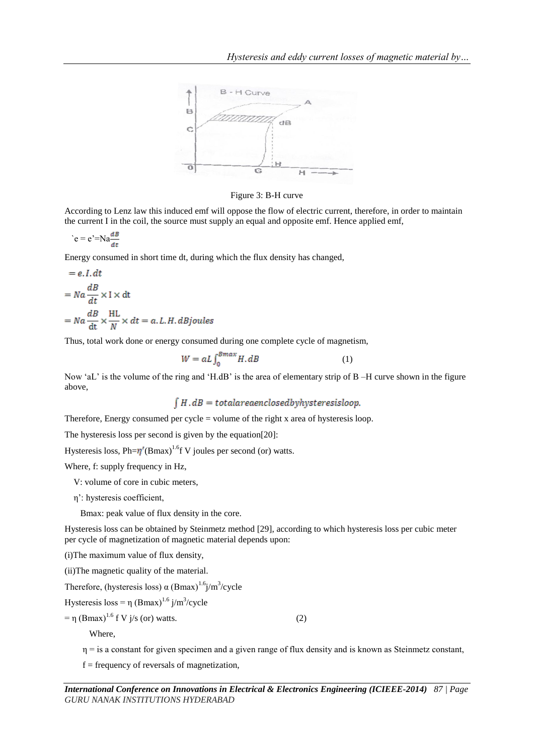Figure 3: B-H curve

According to Lenz law this induced emf will oppose the flow of electric current, therefore, in order to maintain the current I in the coil, the source must supply an equal and opposite emf. Hence applied emf,

$$e = e' = Na\frac{dB}{dt}$$

Energy consumed in short time dt, during which the flux density has changed,

$$= e.I.dt$$

$$= Na\frac{dB}{dt} \times I \times dt$$

$$= Na\frac{dB}{dt} \times \frac{HL}{N} \times dt = a.L.H.dB\,joules$$

Thus, total work done or energy consumed during one complete cycle of magnetism,

$$W = aL\int_0^{Bmax} H.dB \qquad (1)$$

Now 'aL' is the volume of the ring and 'H.dB' is the area of elementary strip of B –H curve shown in the figure above,

$$\int H.dB = totalareaenclosedbyhysteresisloop.$$

Therefore, Energy consumed per cycle = volume of the right x area of hysteresis loop.

The hysteresis loss per second is given by the equation[20]:

Hysteresis loss, $Ph = \eta'(Bmax)^{1.6} f\,V$ joules per second (or) watts.

Where, f: supply frequency in Hz,

V: volume of core in cubic meters,

η': hysteresis coefficient,

Bmax: peak value of flux density in the core.

Hysteresis loss can be obtained by Steinmetz method [29], according to which hysteresis loss per cubic meter per cycle of magnetization of magnetic material depends upon:

(i)The maximum value of flux density,

(ii)The magnetic quality of the material.

Therefore, (hysteresis loss) α $(Bmax)^{1.6}$ j/$m^3$/cycle

Hysteresis loss = η $(Bmax)^{1.6}$ j/$m^3$/cycle

$= \eta\,(Bmax)^{1.6} f\,V$ j/s (or) watts. (2)

Where,

η = is a constant for given specimen and a given range of flux density and is known as Steinmetz constant,

f = frequency of reversals of magnetization,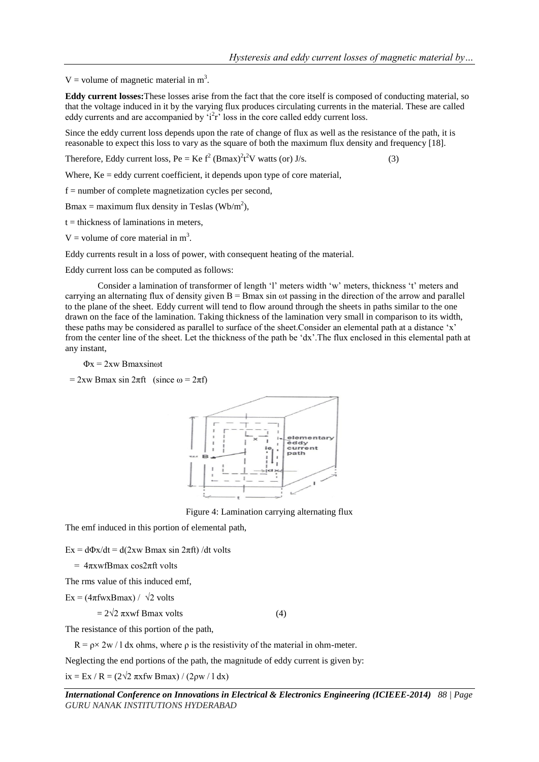$V$ = volume of magnetic material in $m^3$.

**Eddy current losses:** These losses arise from the fact that the core itself is composed of conducting material, so that the voltage induced in it by the varying flux produces circulating currents in the material. These are called eddy currents and are accompanied by '$i^2r$' loss in the core called eddy current loss.

Since the eddy current loss depends upon the rate of change of flux as well as the resistance of the path, it is reasonable to expect this loss to vary as the square of both the maximum flux density and frequency [18].

Therefore, Eddy current loss, $P_e = K_e f^2 (B_{max})^2 t^2 V$ watts (or) J/s. (3)

Where, $K_e$ = eddy current coefficient, it depends upon type of core material,

$f$ = number of complete magnetization cycles per second,

$B_{max}$ = maximum flux density in Teslas ($Wb/m^2$),

$t$ = thickness of laminations in meters,

$V$ = volume of core material in $m^3$.

Eddy currents result in a loss of power, with consequent heating of the material.

Eddy current loss can be computed as follows:

Consider a lamination of transformer of length 'l' meters width 'w' meters, thickness 't' meters and carrying an alternating flux of density given $B = B_{max} \sin \omega t$ passing in the direction of the arrow and parallel to the plane of the sheet. Eddy current will tend to flow around through the sheets in paths similar to the one drawn on the face of the lamination. Taking thickness of the lamination very small in comparison to its width, these paths may be considered as parallel to surface of the sheet. Consider an elemental path at a distance 'x' from the center line of the sheet. Let the thickness of the path be 'dx'. The flux enclosed in this elemental path at any instant,

$\Phi_x = 2xw B_{max} \sin \omega t$

$= 2xw B_{max} \sin 2\pi ft$ (since $\omega = 2\pi f$)

Figure 4: Lamination carrying alternating flux

The emf induced in this portion of elemental path,

$E_x = d\Phi_x/dt = d(2xw B_{max} \sin 2\pi ft)/dt$ volts

$= 4\pi xwf B_{max} \cos 2\pi ft$ volts

The rms value of this induced emf,

$E_x = (4\pi fwx B_{max}) / \sqrt{2}$ volts

$= 2\sqrt{2}\, \pi xwf B_{max}$ volts (4)

The resistance of this portion of the path,

$R = \rho \times 2w / l\, dx$ ohms, where $\rho$ is the resistivity of the material in ohm-meter.

Neglecting the end portions of the path, the magnitude of eddy current is given by:

$i_x = E_x / R = (2\sqrt{2}\, \pi xfw B_{max}) / (2\rho w / l\, dx)$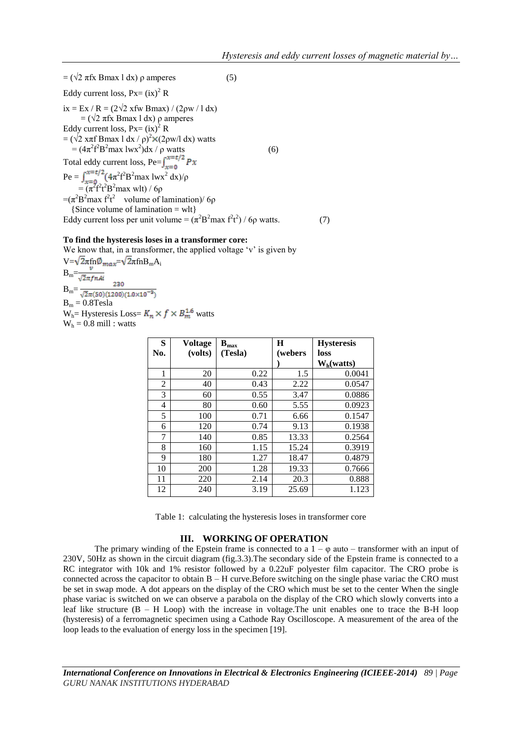$= (\sqrt{2}\ \pi fx\ B_{max}\ l\ dx)\ \rho$ amperes (5)

Eddy current loss, $P_x = (i_x)^2\ R$

$i_x = E_x / R = (2\sqrt{2}\ xfw\ B_{max}) / (2\rho w / l\ dx)$

$= (\sqrt{2}\ \pi fx\ B_{max}\ l\ dx)\ \rho$ amperes

Eddy current loss, $P_x = (i_x)^2\ R$

$= (\sqrt{2}\ x\pi f\ B_{max}\ l\ dx / \rho)^2 \times (2\rho w / l\ dx)$ watts

$= (4\pi^2 f^2 B^2_{max}\ lwx^2) dx / \rho$ watts (6)

Total eddy current loss, $P_e = \int_{x=0}^{x=t/2} P_x$

$P_e = \int_{x=0}^{x=t/2} (4\pi^2 f^2 B^2_{max}\ lwx^2\ dx)/\rho$

$= (\pi^2 f^2 t^2 B^2_{max}\ wlt) / 6\rho$

$= (\pi^2 B^2_{max}\ f^2 t^2$ volume of lamination$)/ 6\rho$

{Since volume of lamination = wlt}

Eddy current loss per unit volume $= (\pi^2 B^2_{max}\ f^2 t^2) / 6\rho$ watts. (7)

**To find the hysteresis loses in a transformer core:**

We know that, in a transformer, the applied voltage 'v' is given by

$V = \sqrt{2}\pi fn\varnothing_{max} = \sqrt{2}\pi fnB_m A_i$

$B_m = \frac{v}{\sqrt{2}\pi fnAi}$

$B_m = \frac{230}{\sqrt{2}\pi(50)(1200)(1.0\times10^{-5})}$

$B_m = 0.8$Tesla

$W_h$= Hysteresis Loss= $K_n \times f \times B_m^{1.6}$ watts

$W_h = 0.8$ mill : watts

| S No. | Voltage (volts) | $B_{max}$ (Tesla) | H (webers) | Hysteresis loss $W_h$(watts) |
|---|---|---|---|---|
| 1 | 20 | 0.22 | 1.5 | 0.0041 |
| 2 | 40 | 0.43 | 2.22 | 0.0547 |
| 3 | 60 | 0.55 | 3.47 | 0.0886 |
| 4 | 80 | 0.60 | 5.55 | 0.0923 |
| 5 | 100 | 0.71 | 6.66 | 0.1547 |
| 6 | 120 | 0.74 | 9.13 | 0.1938 |
| 7 | 140 | 0.85 | 13.33 | 0.2564 |
| 8 | 160 | 1.15 | 15.24 | 0.3919 |
| 9 | 180 | 1.27 | 18.47 | 0.4879 |
| 10 | 200 | 1.28 | 19.33 | 0.7666 |
| 11 | 220 | 2.14 | 20.3 | 0.888 |
| 12 | 240 | 3.19 | 25.69 | 1.123 |

Table 1: calculating the hysteresis loses in transformer core

## III. WORKING OF OPERATION

The primary winding of the Epstein frame is connected to a 1 – φ auto – transformer with an input of 230V, 50Hz as shown in the circuit diagram (fig.3.3).The secondary side of the Epstein frame is connected to a RC integrator with 10k and 1% resistor followed by a 0.22uF polyester film capacitor. The CRO probe is connected across the capacitor to obtain B – H curve.Before switching on the single phase variac the CRO must be set in swap mode. A dot appears on the display of the CRO which must be set to the center When the single phase variac is switched on we can observe a parabola on the display of the CRO which slowly converts into a leaf like structure (B – H Loop) with the increase in voltage.The unit enables one to trace the B-H loop (hysteresis) of a ferromagnetic specimen using a Cathode Ray Oscilloscope. A measurement of the area of the loop leads to the evaluation of energy loss in the specimen [19].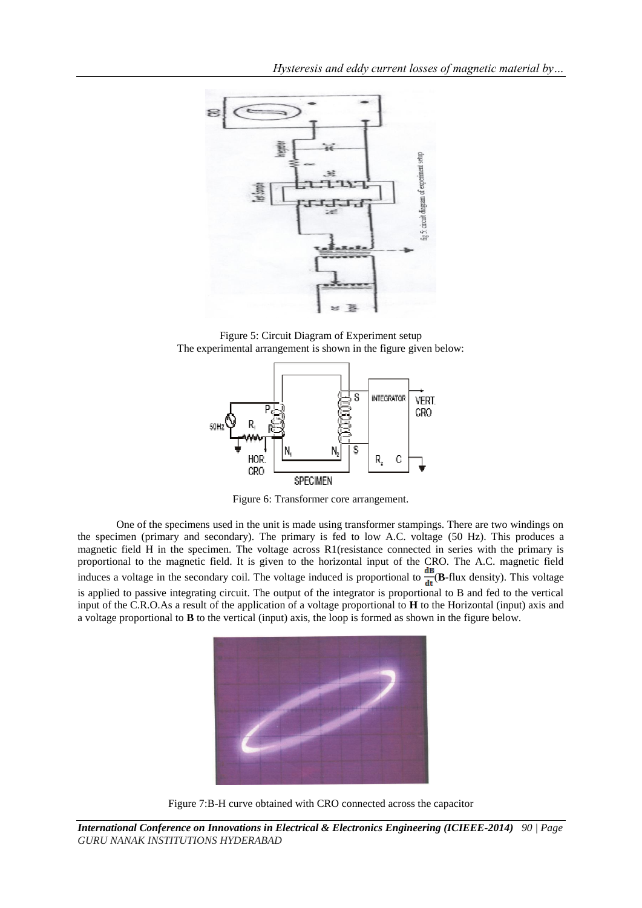Figure 5: Circuit Diagram of Experiment setup

The experimental arrangement is shown in the figure given below:

Figure 6: Transformer core arrangement.

One of the specimens used in the unit is made using transformer stampings. There are two windings on the specimen (primary and secondary). The primary is fed to low A.C. voltage (50 Hz). This produces a magnetic field H in the specimen. The voltage across R1(resistance connected in series with the primary is proportional to the magnetic field. It is given to the horizontal input of the CRO. The A.C. magnetic field induces a voltage in the secondary coil. The voltage induced is proportional to $\frac{dB}{dt}$(**B**-flux density). This voltage is applied to passive integrating circuit. The output of the integrator is proportional to B and fed to the vertical input of the C.R.O.As a result of the application of a voltage proportional to **H** to the Horizontal (input) axis and a voltage proportional to **B** to the vertical (input) axis, the loop is formed as shown in the figure below.

Figure 7:B-H curve obtained with CRO connected across the capacitor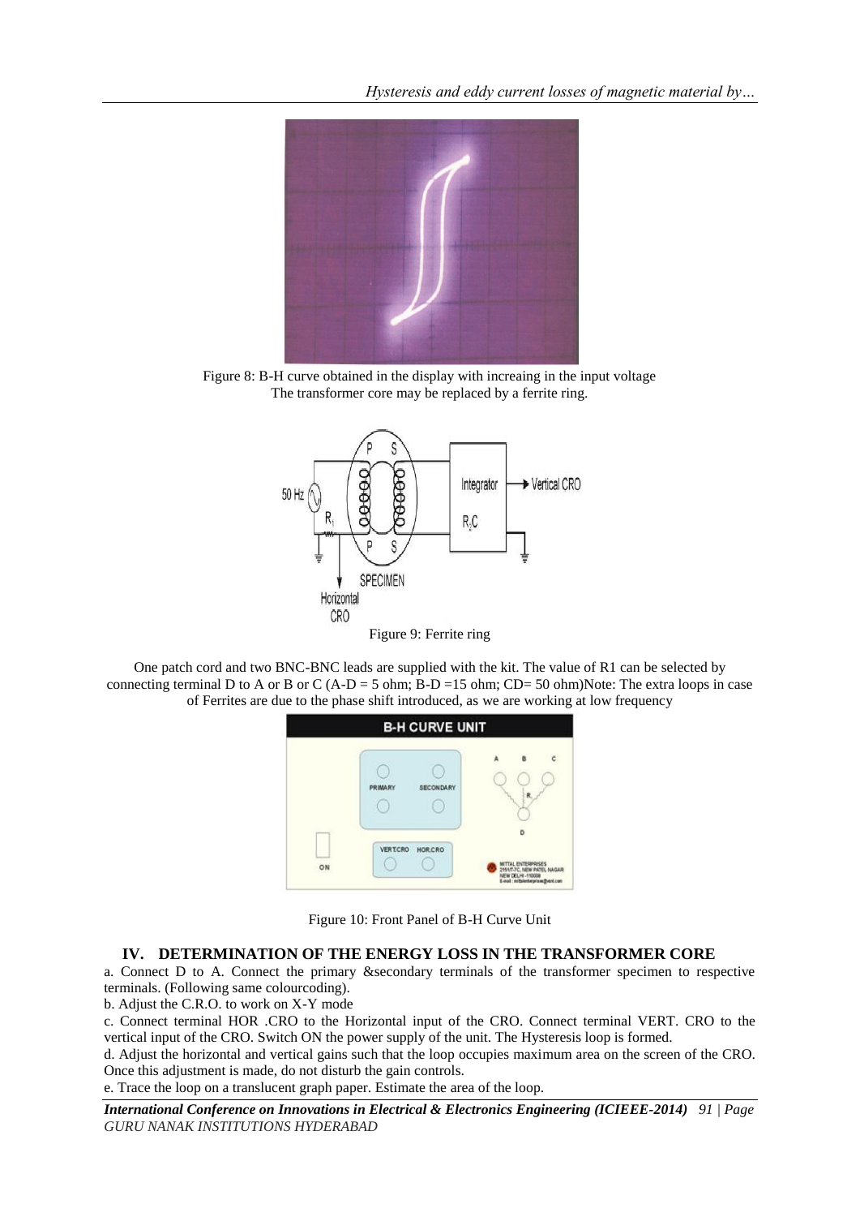Figure 8: B-H curve obtained in the display with increaing in the input voltage
The transformer core may be replaced by a ferrite ring.

Figure 9: Ferrite ring

One patch cord and two BNC-BNC leads are supplied with the kit. The value of R1 can be selected by connecting terminal D to A or B or C (A-D = 5 ohm; B-D =15 ohm; CD= 50 ohm)Note: The extra loops in case of Ferrites are due to the phase shift introduced, as we are working at low frequency

Figure 10: Front Panel of B-H Curve Unit

## IV. DETERMINATION OF THE ENERGY LOSS IN THE TRANSFORMER CORE

a. Connect D to A. Connect the primary &secondary terminals of the transformer specimen to respective terminals. (Following same colourcoding).

b. Adjust the C.R.O. to work on X-Y mode

c. Connect terminal HOR .CRO to the Horizontal input of the CRO. Connect terminal VERT. CRO to the vertical input of the CRO. Switch ON the power supply of the unit. The Hysteresis loop is formed.

d. Adjust the horizontal and vertical gains such that the loop occupies maximum area on the screen of the CRO. Once this adjustment is made, do not disturb the gain controls.

e. Trace the loop on a translucent graph paper. Estimate the area of the loop.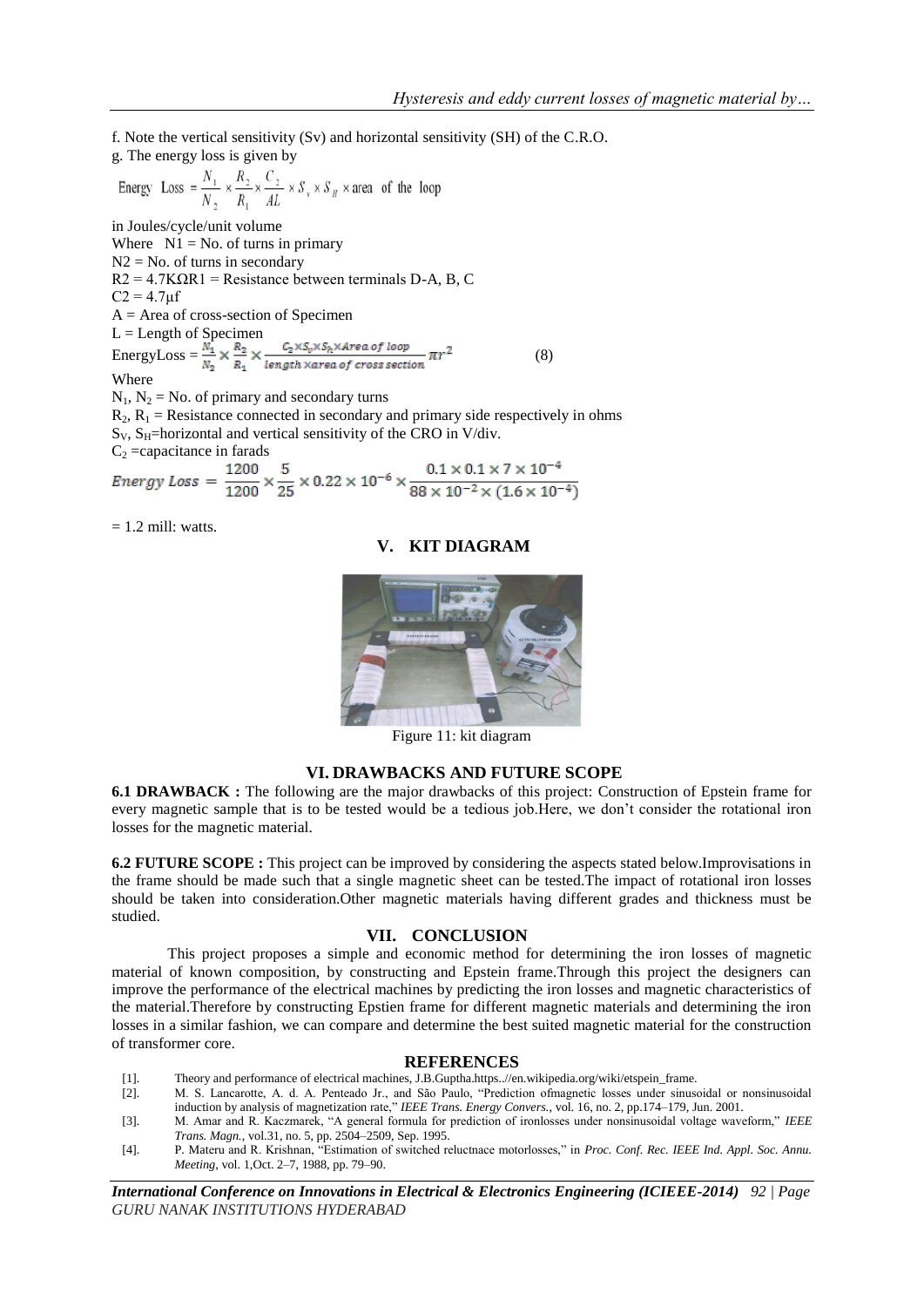f. Note the vertical sensitivity (Sv) and horizontal sensitivity (SH) of the C.R.O.

g. The energy loss is given by

$$\text{Energy Loss} = \frac{N_1}{N_2} \times \frac{R_2}{R_1} \times \frac{C_2}{AL} \times S_v \times S_H \times \text{area of the loop}$$

in Joules/cycle/unit volume

Where N1 = No. of turns in primary

N2 = No. of turns in secondary

R2 = 4.7KΩR1 = Resistance between terminals D-A, B, C

C2 = 4.7μf

A = Area of cross-section of Specimen

L = Length of Specimen

$$\text{EnergyLoss} = \frac{N_1}{N_2} \times \frac{R_2}{R_1} \times \frac{C_2 \times S_v \times S_h \times Area\ of\ loop}{length \times area\ of\ cross\ section}\pi r^2 \quad (8)$$

Where

$N_1$, $N_2$ = No. of primary and secondary turns

$R_2$, $R_1$ = Resistance connected in secondary and primary side respectively in ohms

$S_V$, $S_H$=horizontal and vertical sensitivity of the CRO in V/div.

$C_2$ =capacitance in farads

$$Energy\ Loss = \frac{1200}{1200} \times \frac{5}{25} \times 0.22 \times 10^{-6} \times \frac{0.1 \times 0.1 \times 7 \times 10^{-4}}{88 \times 10^{-2} \times (1.6 \times 10^{-4})}$$

= 1.2 mill: watts.

## V. KIT DIAGRAM

Figure 11: kit diagram

## VI. DRAWBACKS AND FUTURE SCOPE

**6.1 DRAWBACK :** The following are the major drawbacks of this project: Construction of Epstein frame for every magnetic sample that is to be tested would be a tedious job.Here, we don't consider the rotational iron losses for the magnetic material.

**6.2 FUTURE SCOPE :** This project can be improved by considering the aspects stated below.Improvisations in the frame should be made such that a single magnetic sheet can be tested.The impact of rotational iron losses should be taken into consideration.Other magnetic materials having different grades and thickness must be studied.

## VII. CONCLUSION

This project proposes a simple and economic method for determining the iron losses of magnetic material of known composition, by constructing and Epstein frame.Through this project the designers can improve the performance of the electrical machines by predicting the iron losses and magnetic characteristics of the material.Therefore by constructing Epstien frame for different magnetic materials and determining the iron losses in a similar fashion, we can compare and determine the best suited magnetic material for the construction of transformer core.

## REFERENCES

[1]. Theory and performance of electrical machines, J.B.Guptha.https..//en.wikipedia.org/wiki/etspein_frame.

[2]. M. S. Lancarotte, A. d. A. Penteado Jr., and São Paulo, "Prediction ofmagnetic losses under sinusoidal or nonsinusoidal induction by analysis of magnetization rate," *IEEE Trans. Energy Convers.*, vol. 16, no. 2, pp.174–179, Jun. 2001.

[3]. M. Amar and R. Kaczmarek, "A general formula for prediction of ironlosses under nonsinusoidal voltage waveform," *IEEE Trans. Magn.*, vol.31, no. 5, pp. 2504–2509, Sep. 1995.

[4]. P. Materu and R. Krishnan, "Estimation of switched reluctnace motorlosses," in *Proc. Conf. Rec. IEEE Ind. Appl. Soc. Annu. Meeting*, vol. 1,Oct. 2–7, 1988, pp. 79–90.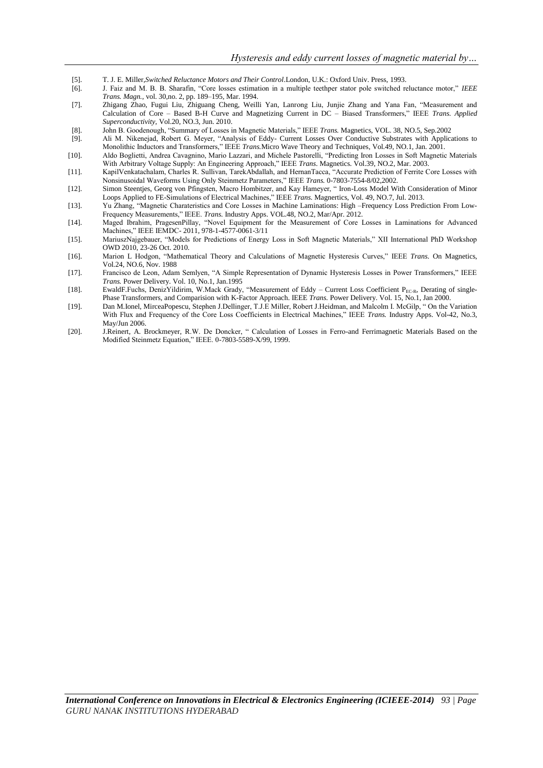[5]. T. J. E. Miller,*Switched Reluctance Motors and Their Control*.London, U.K.: Oxford Univ. Press, 1993.

[6]. J. Faiz and M. B. B. Sharafin, "Core losses estimation in a multiple teethper stator pole switched reluctance motor," *IEEE Trans. Magn.*, vol. 30,no. 2, pp. 189–195, Mar. 1994.

[7]. Zhigang Zhao, Fugui Liu, Zhiguang Cheng, Weilli Yan, Lanrong Liu, Junjie Zhang and Yana Fan, "Measurement and Calculation of Core – Based B-H Curve and Magnetizing Current in DC – Biased Transformers," IEEE *Trans. Applied Superconductivity*, Vol.20, NO.3, Jun. 2010.

[8]. John B. Goodenough, "Summary of Losses in Magnetic Materials," IEEE *Trans.* Magnetics, VOL. 38, NO.5, Sep.2002

[9]. Ali M. Nikenejad, Robert G. Meyer, "Analysis of Eddy- Current Losses Over Conductive Substrates with Applications to Monolithic Inductors and Transformers," IEEE *Trans.*Micro Wave Theory and Techniques, Vol.49, NO.1, Jan. 2001.

[10]. Aldo Boglietti, Andrea Cavagnino, Mario Lazzari, and Michele Pastorelli, "Predicting Iron Losses in Soft Magnetic Materials With Arbitrary Voltage Supply: An Engineering Approach," IEEE *Trans*. Magnetics. Vol.39, NO.2, Mar. 2003.

[11]. KapilVenkatachalam, Charles R. Sullivan, TarekAbdallah, and HernanTacca, "Accurate Prediction of Ferrite Core Losses with Nonsinusoidal Waveforms Using Only Steinmetz Parameters," IEEE *Trans.* 0-7803-7554-8/02,2002.

[12]. Simon Steentjes, Georg von Pfingsten, Macro Hombitzer, and Kay Hameyer, " Iron-Loss Model With Consideration of Minor Loops Applied to FE-Simulations of Electrical Machines," IEEE *Trans.* Magnertics, Vol. 49, NO.7, Jul. 2013.

[13]. Yu Zhang, "Magnetic Charateristics and Core Losses in Machine Laminations: High –Frequency Loss Prediction From Low-Frequency Measurements," IEEE. *Trans.* Industry Apps. VOL.48, NO.2, Mar/Apr. 2012.

[14]. Maged Ibrahim, PragesenPillay, "Novel Equipment for the Measurement of Core Losses in Laminations for Advanced Machines," IEEE IEMDC- 2011, 978-1-4577-0061-3/11

[15]. MariuszNajgebauer, "Models for Predictions of Energy Loss in Soft Magnetic Materials," XII International PhD Workshop OWD 2010, 23-26 Oct. 2010.

[16]. Marion L Hodgon, "Mathematical Theory and Calculations of Magnetic Hysteresis Curves," IEEE *Trans*. On Magnetics, Vol.24, NO.6, Nov. 1988

[17]. Francisco de Leon, Adam Semlyen, "A Simple Representation of Dynamic Hysteresis Losses in Power Transformers," IEEE *Trans.* Power Delivery. Vol. 10, No.1, Jan.1995

[18]. EwaldF.Fuchs, DenizYildirim, W.Mack Grady, "Measurement of Eddy – Current Loss Coefficient $P_{EC-R}$, Derating of single-Phase Transformers, and Comparision with K-Factor Approach. IEEE *Trans.* Power Delivery. Vol. 15, No.1, Jan 2000.

[19]. Dan M.Ionel, MirceaPopescu, Stephen J.Dellinger, T.J.E Miller, Robert J.Heidman, and Malcolm I. McGilp, " On the Variation With Flux and Frequency of the Core Loss Coefficients in Electrical Machines," IEEE *Trans.* Industry Apps. Vol-42, No.3, May/Jun 2006.

[20]. J.Reinert, A. Brockmeyer, R.W. De Doncker, " Calculation of Losses in Ferro-and Ferrimagnetic Materials Based on the Modified Steinmetz Equation," IEEE. 0-7803-5589-X/99, 1999.